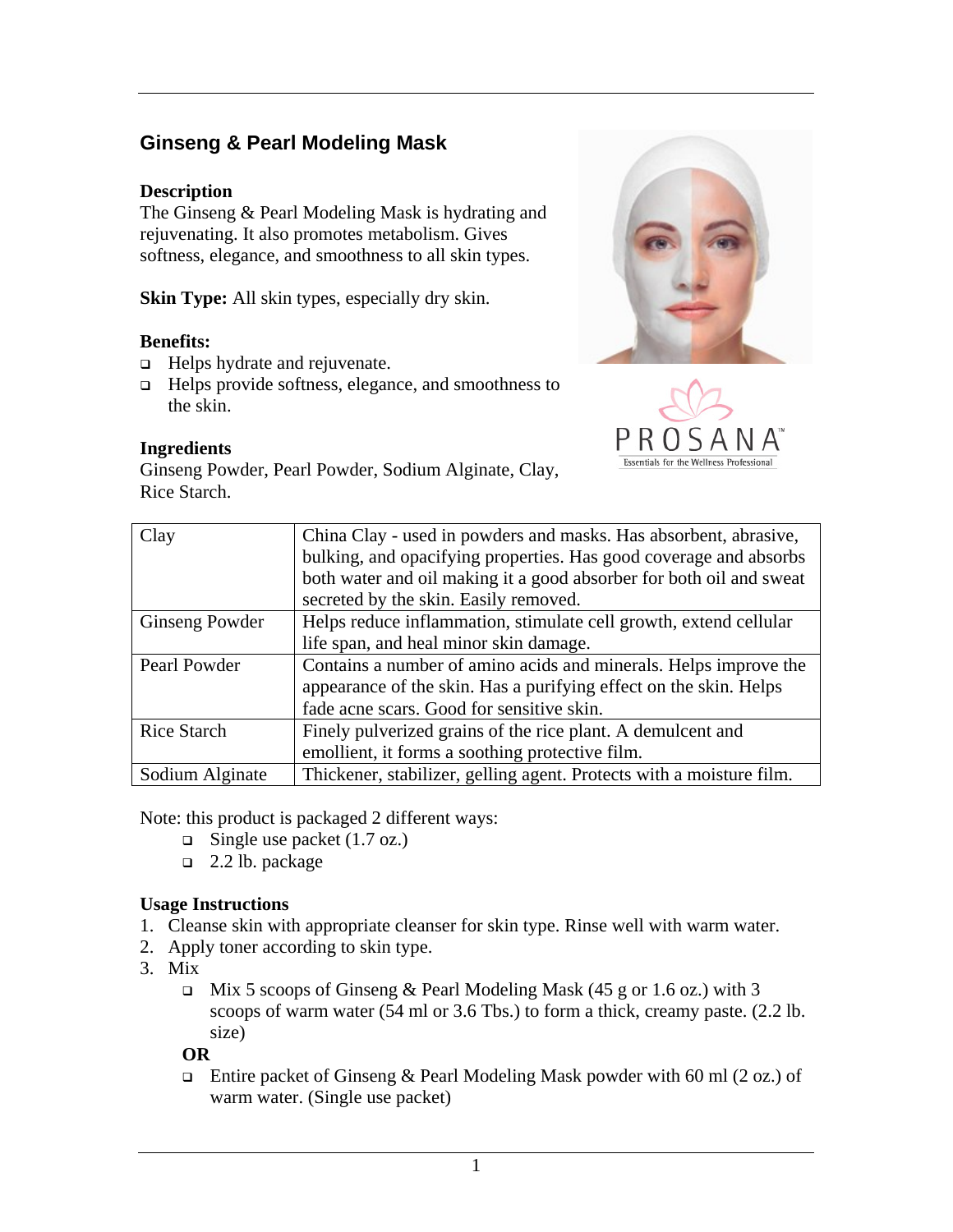## Ginseng & Pearl Modeling Mask

**Description**
The Ginseng & Pearl Modeling Mask is hydrating and rejuvenating. It also promotes metabolism. Gives softness, elegance, and smoothness to all skin types.

**Skin Type:** All skin types, especially dry skin.

**Benefits:**

- Helps hydrate and rejuvenate.
- Helps provide softness, elegance, and smoothness to the skin.

**Ingredients**
Ginseng Powder, Pearl Powder, Sodium Alginate, Clay, Rice Starch.

| Clay | China Clay - used in powders and masks. Has absorbent, abrasive, bulking, and opacifying properties. Has good coverage and absorbs both water and oil making it a good absorber for both oil and sweat secreted by the skin. Easily removed. |
|---|---|
| Ginseng Powder | Helps reduce inflammation, stimulate cell growth, extend cellular life span, and heal minor skin damage. |
| Pearl Powder | Contains a number of amino acids and minerals. Helps improve the appearance of the skin. Has a purifying effect on the skin. Helps fade acne scars. Good for sensitive skin. |
| Rice Starch | Finely pulverized grains of the rice plant. A demulcent and emollient, it forms a soothing protective film. |
| Sodium Alginate | Thickener, stabilizer, gelling agent. Protects with a moisture film. |

Note: this product is packaged 2 different ways:

- Single use packet (1.7 oz.)
- 2.2 lb. package

**Usage Instructions**

1. Cleanse skin with appropriate cleanser for skin type. Rinse well with warm water.
2. Apply toner according to skin type.
3. Mix
   - Mix 5 scoops of Ginseng & Pearl Modeling Mask (45 g or 1.6 oz.) with 3 scoops of warm water (54 ml or 3.6 Tbs.) to form a thick, creamy paste. (2.2 lb. size)

   **OR**

   - Entire packet of Ginseng & Pearl Modeling Mask powder with 60 ml (2 oz.) of warm water. (Single use packet)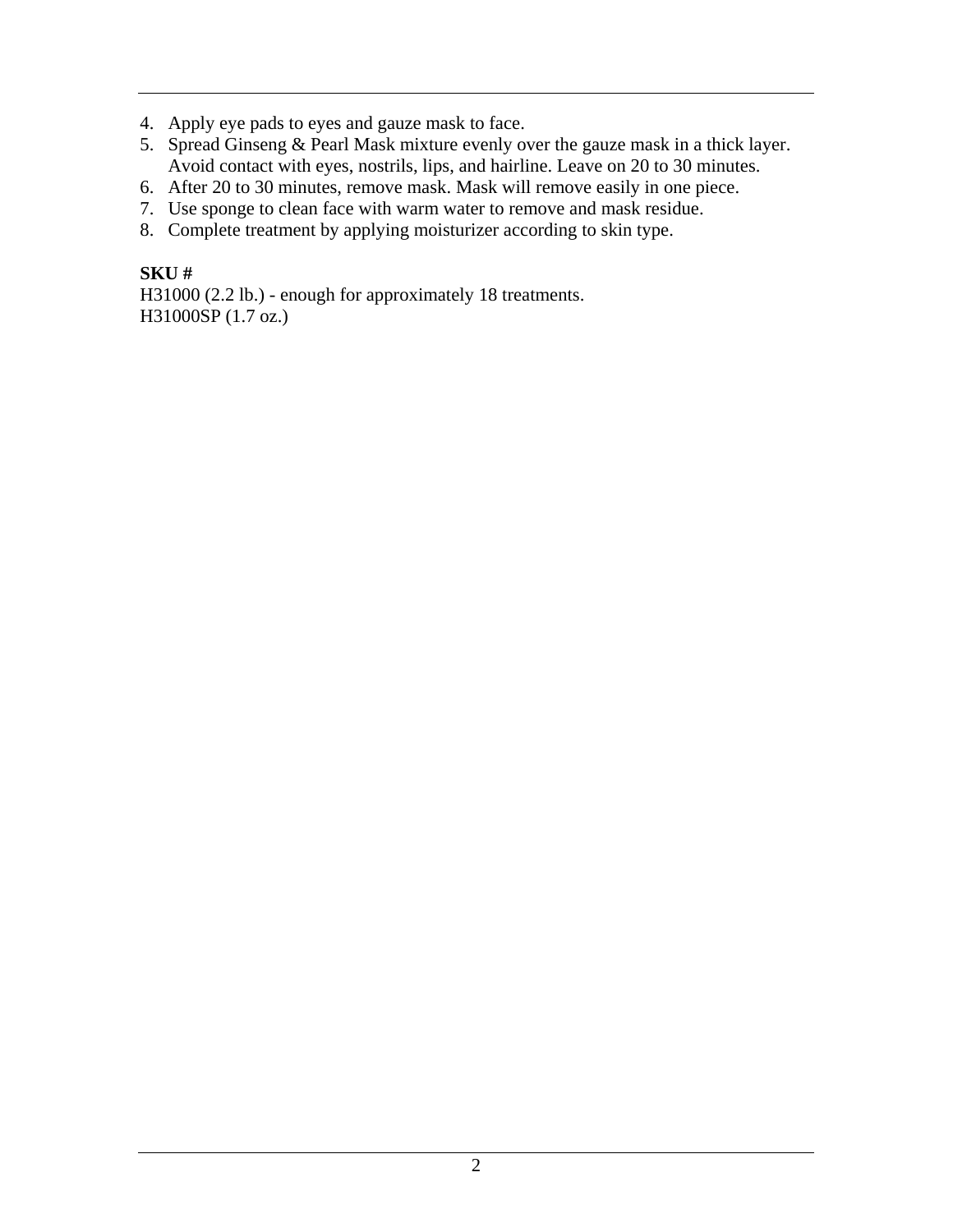4. Apply eye pads to eyes and gauze mask to face.
5. Spread Ginseng & Pearl Mask mixture evenly over the gauze mask in a thick layer. Avoid contact with eyes, nostrils, lips, and hairline. Leave on 20 to 30 minutes.
6. After 20 to 30 minutes, remove mask. Mask will remove easily in one piece.
7. Use sponge to clean face with warm water to remove and mask residue.
8. Complete treatment by applying moisturizer according to skin type.

**SKU #**

H31000 (2.2 lb.) - enough for approximately 18 treatments.
H31000SP (1.7 oz.)